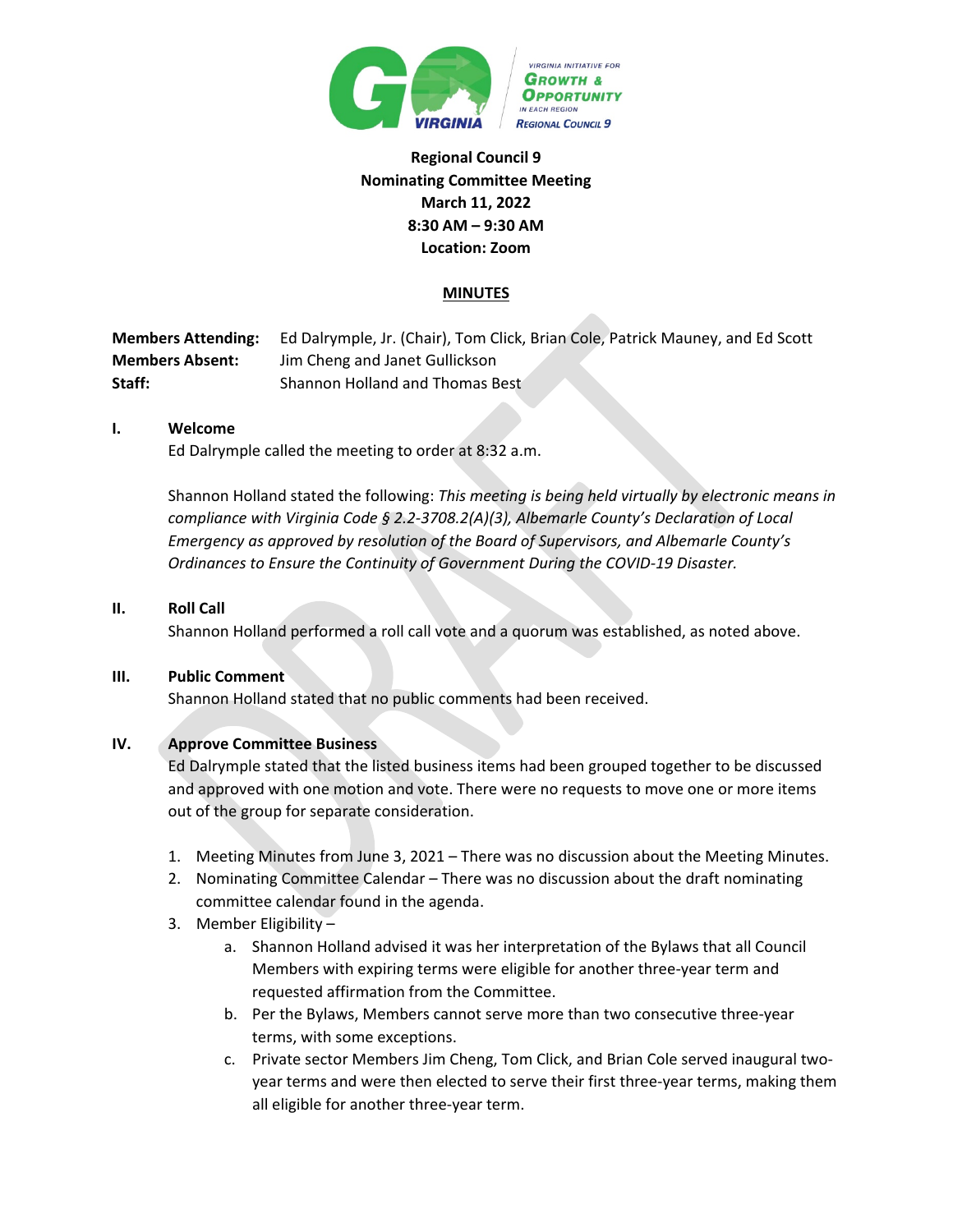**Regional Council 9**
**Nominating Committee Meeting**
**March 11, 2022**
**8:30 AM – 9:30 AM**
**Location: Zoom**

## MINUTES

**Members Attending:** Ed Dalrymple, Jr. (Chair), Tom Click, Brian Cole, Patrick Mauney, and Ed Scott
**Members Absent:** Jim Cheng and Janet Gullickson
**Staff:** Shannon Holland and Thomas Best

### I. Welcome

Ed Dalrymple called the meeting to order at 8:32 a.m.

Shannon Holland stated the following: *This meeting is being held virtually by electronic means in compliance with Virginia Code § 2.2-3708.2(A)(3), Albemarle County's Declaration of Local Emergency as approved by resolution of the Board of Supervisors, and Albemarle County's Ordinances to Ensure the Continuity of Government During the COVID-19 Disaster.*

### II. Roll Call

Shannon Holland performed a roll call vote and a quorum was established, as noted above.

### III. Public Comment

Shannon Holland stated that no public comments had been received.

### IV. Approve Committee Business

Ed Dalrymple stated that the listed business items had been grouped together to be discussed and approved with one motion and vote. There were no requests to move one or more items out of the group for separate consideration.

1. Meeting Minutes from June 3, 2021 – There was no discussion about the Meeting Minutes.
2. Nominating Committee Calendar – There was no discussion about the draft nominating committee calendar found in the agenda.
3. Member Eligibility –
    a. Shannon Holland advised it was her interpretation of the Bylaws that all Council Members with expiring terms were eligible for another three-year term and requested affirmation from the Committee.
    b. Per the Bylaws, Members cannot serve more than two consecutive three-year terms, with some exceptions.
    c. Private sector Members Jim Cheng, Tom Click, and Brian Cole served inaugural two-year terms and were then elected to serve their first three-year terms, making them all eligible for another three-year term.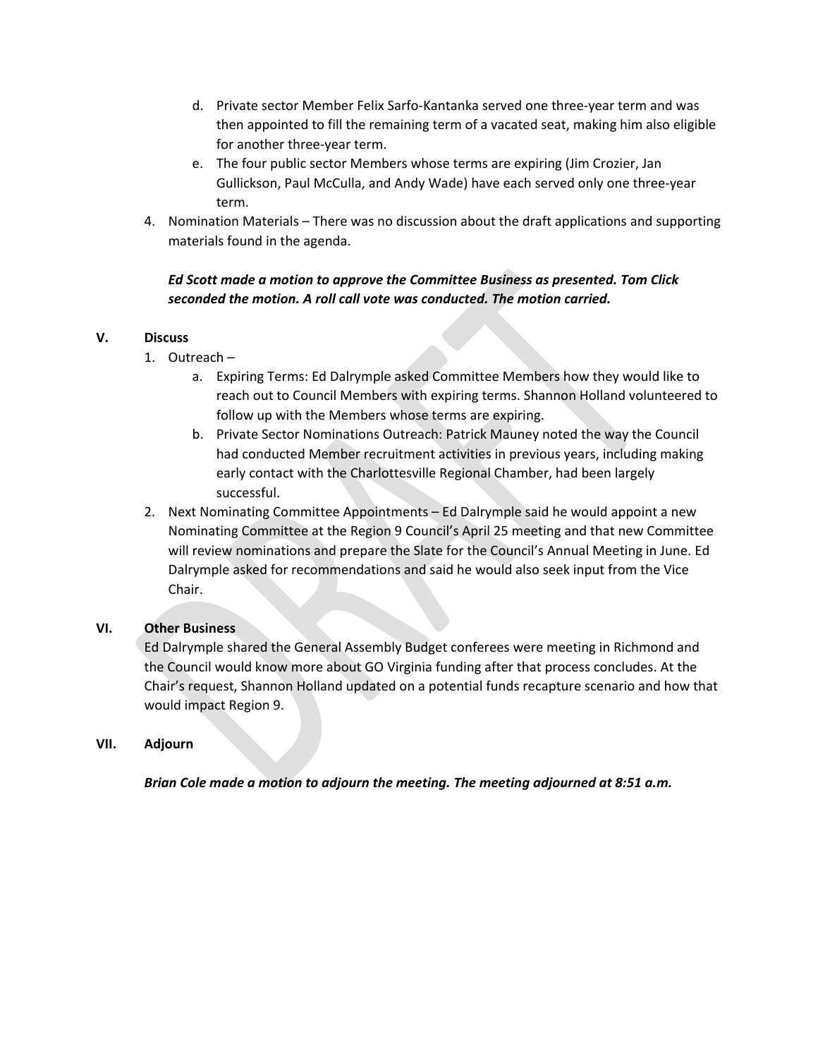d. Private sector Member Felix Sarfo-Kantanka served one three-year term and was then appointed to fill the remaining term of a vacated seat, making him also eligible for another three-year term.
   e. The four public sector Members whose terms are expiring (Jim Crozier, Jan Gullickson, Paul McCulla, and Andy Wade) have each served only one three-year term.
4. Nomination Materials – There was no discussion about the draft applications and supporting materials found in the agenda.

   ***Ed Scott made a motion to approve the Committee Business as presented. Tom Click seconded the motion. A roll call vote was conducted. The motion carried.***

## V. Discuss

1. Outreach –
   a. Expiring Terms: Ed Dalrymple asked Committee Members how they would like to reach out to Council Members with expiring terms. Shannon Holland volunteered to follow up with the Members whose terms are expiring.
   b. Private Sector Nominations Outreach: Patrick Mauney noted the way the Council had conducted Member recruitment activities in previous years, including making early contact with the Charlottesville Regional Chamber, had been largely successful.
2. Next Nominating Committee Appointments – Ed Dalrymple said he would appoint a new Nominating Committee at the Region 9 Council's April 25 meeting and that new Committee will review nominations and prepare the Slate for the Council's Annual Meeting in June. Ed Dalrymple asked for recommendations and said he would also seek input from the Vice Chair.

## VI. Other Business

Ed Dalrymple shared the General Assembly Budget conferees were meeting in Richmond and the Council would know more about GO Virginia funding after that process concludes. At the Chair's request, Shannon Holland updated on a potential funds recapture scenario and how that would impact Region 9.

## VII. Adjourn

***Brian Cole made a motion to adjourn the meeting. The meeting adjourned at 8:51 a.m.***